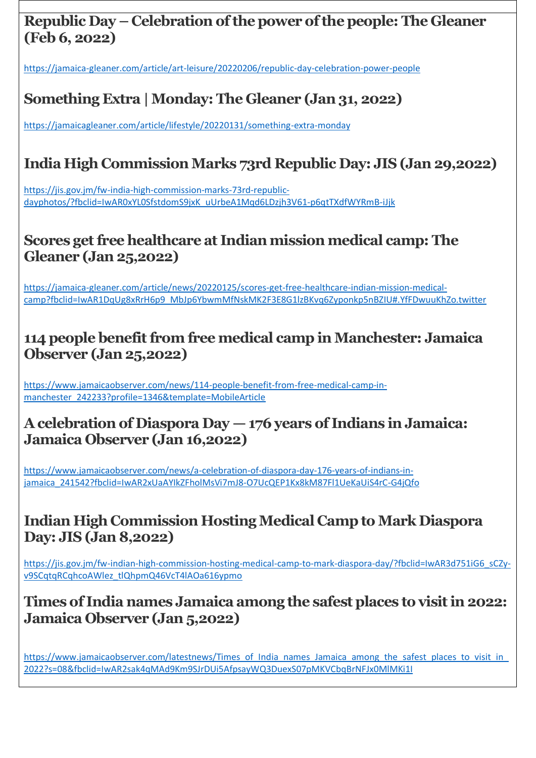## Republic Day – Celebration of the power of the people: The Gleaner (Feb 6, 2022)

https://jamaica-gleaner.com/article/art-leisure/20220206/republic-day-celebration-power-people

## Something Extra | Monday: The Gleaner (Jan 31, 2022)

https://jamaicagleaner.com/article/lifestyle/20220131/something-extra-monday

## India High Commission Marks 73rd Republic Day: JIS (Jan 29,2022)

https://jis.gov.jm/fw-india-high-commission-marks-73rd-republic-dayphotos/?fbclid=IwAR0xYL0SfstdomS9jxK_uUrbeA1Mqd6LDzjh3V61-p6qtTXdfWYRmB-iJjk

## Scores get free healthcare at Indian mission medical camp: The Gleaner (Jan 25,2022)

https://jamaica-gleaner.com/article/news/20220125/scores-get-free-healthcare-indian-mission-medical-camp?fbclid=IwAR1DqUg8xRrH6p9_MbJp6YbwmMfNskMK2F3E8G1lzBKvq6Zyponkp5nBZIU#.YfFDwuuKhZo.twitter

## 114 people benefit from free medical camp in Manchester: Jamaica Observer (Jan 25,2022)

https://www.jamaicaobserver.com/news/114-people-benefit-from-free-medical-camp-in-manchester_242233?profile=1346&template=MobileArticle

## A celebration of Diaspora Day — 176 years of Indians in Jamaica: Jamaica Observer (Jan 16,2022)

https://www.jamaicaobserver.com/news/a-celebration-of-diaspora-day-176-years-of-indians-in-jamaica_241542?fbclid=IwAR2xUaAYIkZFholMsVi7mJ8-O7UcQEP1Kx8kM87Fl1UeKaUiS4rC-G4jQfo

## Indian High Commission Hosting Medical Camp to Mark Diaspora Day: JIS (Jan 8,2022)

https://jis.gov.jm/fw-indian-high-commission-hosting-medical-camp-to-mark-diaspora-day/?fbclid=IwAR3d751iG6_sCZy-v9SCqtqRCqhcoAWlez_tlQhpmQ46VcT4lAOa616ypmo

## Times of India names Jamaica among the safest places to visit in 2022: Jamaica Observer (Jan 5,2022)

https://www.jamaicaobserver.com/latestnews/Times_of_India_names_Jamaica_among_the_safest_places_to_visit_in_2022?s=08&fbclid=IwAR2sak4qMAd9Km9SJrDUi5AfpsayWQ3DuexS07pMKVCbqBrNFJx0MlMKi1I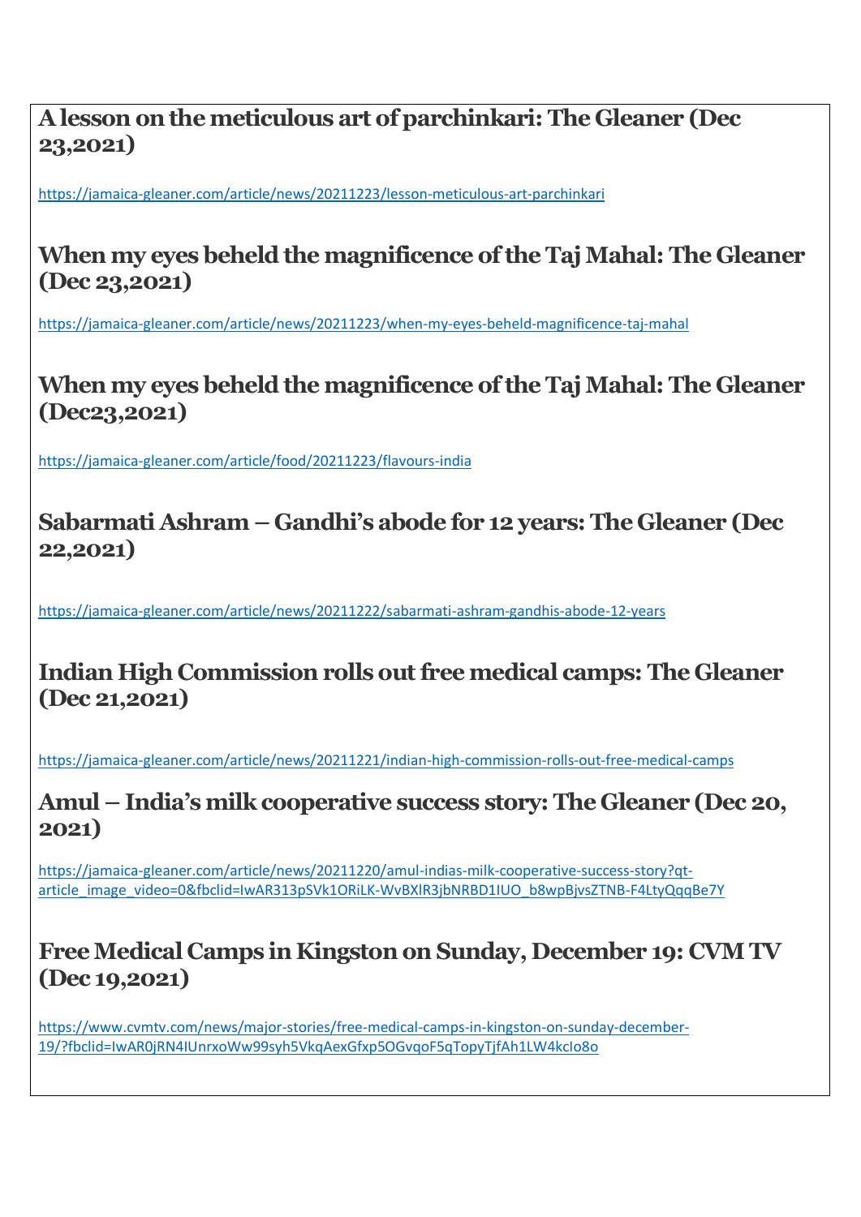## A lesson on the meticulous art of parchinkari: The Gleaner (Dec 23,2021)

https://jamaica-gleaner.com/article/news/20211223/lesson-meticulous-art-parchinkari

## When my eyes beheld the magnificence of the Taj Mahal: The Gleaner (Dec 23,2021)

https://jamaica-gleaner.com/article/news/20211223/when-my-eyes-beheld-magnificence-taj-mahal

## When my eyes beheld the magnificence of the Taj Mahal: The Gleaner (Dec23,2021)

https://jamaica-gleaner.com/article/food/20211223/flavours-india

## Sabarmati Ashram – Gandhi's abode for 12 years: The Gleaner (Dec 22,2021)

https://jamaica-gleaner.com/article/news/20211222/sabarmati-ashram-gandhis-abode-12-years

## Indian High Commission rolls out free medical camps: The Gleaner (Dec 21,2021)

https://jamaica-gleaner.com/article/news/20211221/indian-high-commission-rolls-out-free-medical-camps

## Amul – India's milk cooperative success story: The Gleaner (Dec 20, 2021)

https://jamaica-gleaner.com/article/news/20211220/amul-indias-milk-cooperative-success-story?qt-article_image_video=0&fbclid=IwAR313pSVk1ORiLK-WvBXlR3jbNRBD1IUO_b8wpBjvsZTNB-F4LtyQqqBe7Y

## Free Medical Camps in Kingston on Sunday, December 19: CVM TV (Dec 19,2021)

https://www.cvmtv.com/news/major-stories/free-medical-camps-in-kingston-on-sunday-december-19/?fbclid=IwAR0jRN4IUnrxoWw99syh5VkqAexGfxp5OGvqoF5qTopyTjfAh1LW4kcIo8o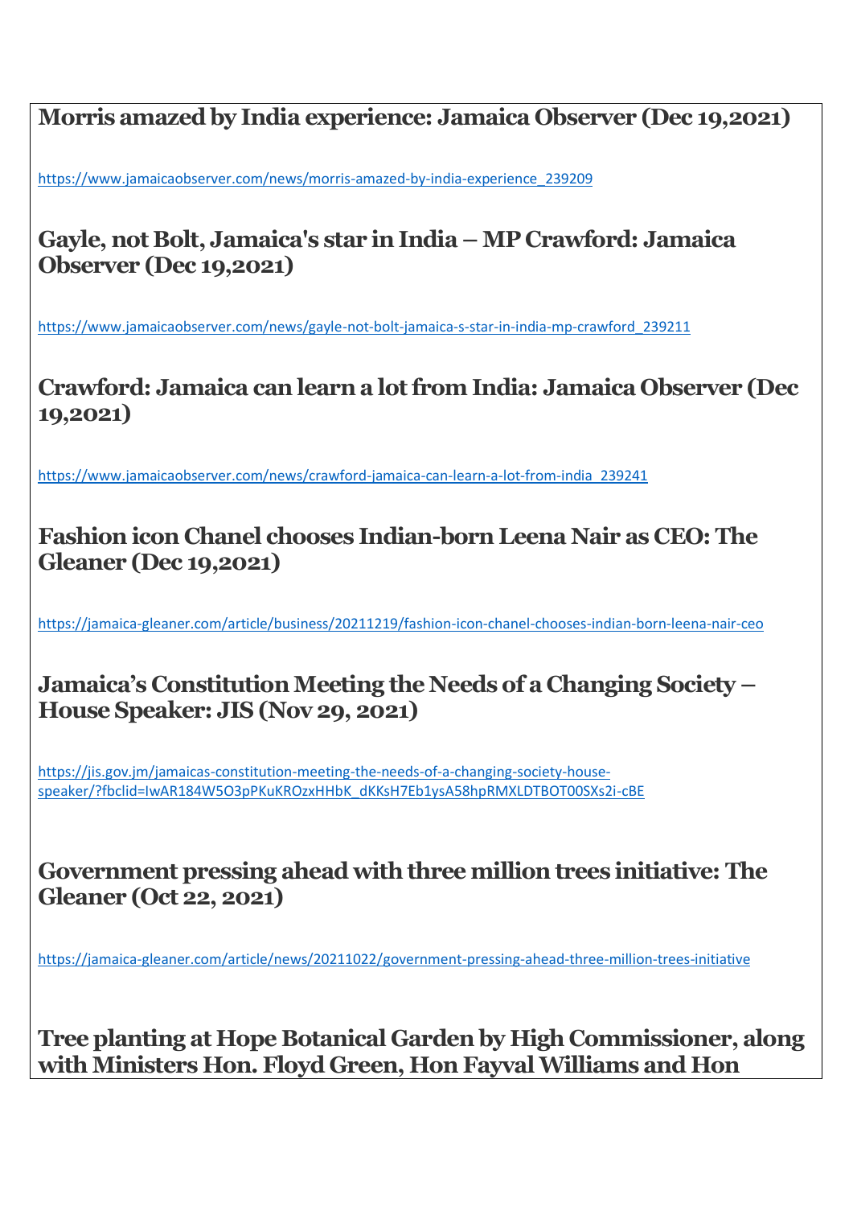## Morris amazed by India experience: Jamaica Observer (Dec 19,2021)

https://www.jamaicaobserver.com/news/morris-amazed-by-india-experience_239209

## Gayle, not Bolt, Jamaica's star in India – MP Crawford: Jamaica Observer (Dec 19,2021)

https://www.jamaicaobserver.com/news/gayle-not-bolt-jamaica-s-star-in-india-mp-crawford_239211

## Crawford: Jamaica can learn a lot from India: Jamaica Observer (Dec 19,2021)

https://www.jamaicaobserver.com/news/crawford-jamaica-can-learn-a-lot-from-india_239241

## Fashion icon Chanel chooses Indian-born Leena Nair as CEO: The Gleaner (Dec 19,2021)

https://jamaica-gleaner.com/article/business/20211219/fashion-icon-chanel-chooses-indian-born-leena-nair-ceo

## Jamaica's Constitution Meeting the Needs of a Changing Society – House Speaker: JIS (Nov 29, 2021)

https://jis.gov.jm/jamaicas-constitution-meeting-the-needs-of-a-changing-society-house-speaker/?fbclid=IwAR184W5O3pPKuKROzxHHbK_dKKsH7Eb1ysA58hpRMXLDTBOT00SXs2i-cBE

## Government pressing ahead with three million trees initiative: The Gleaner (Oct 22, 2021)

https://jamaica-gleaner.com/article/news/20211022/government-pressing-ahead-three-million-trees-initiative

## Tree planting at Hope Botanical Garden by High Commissioner, along with Ministers Hon. Floyd Green, Hon Fayval Williams and Hon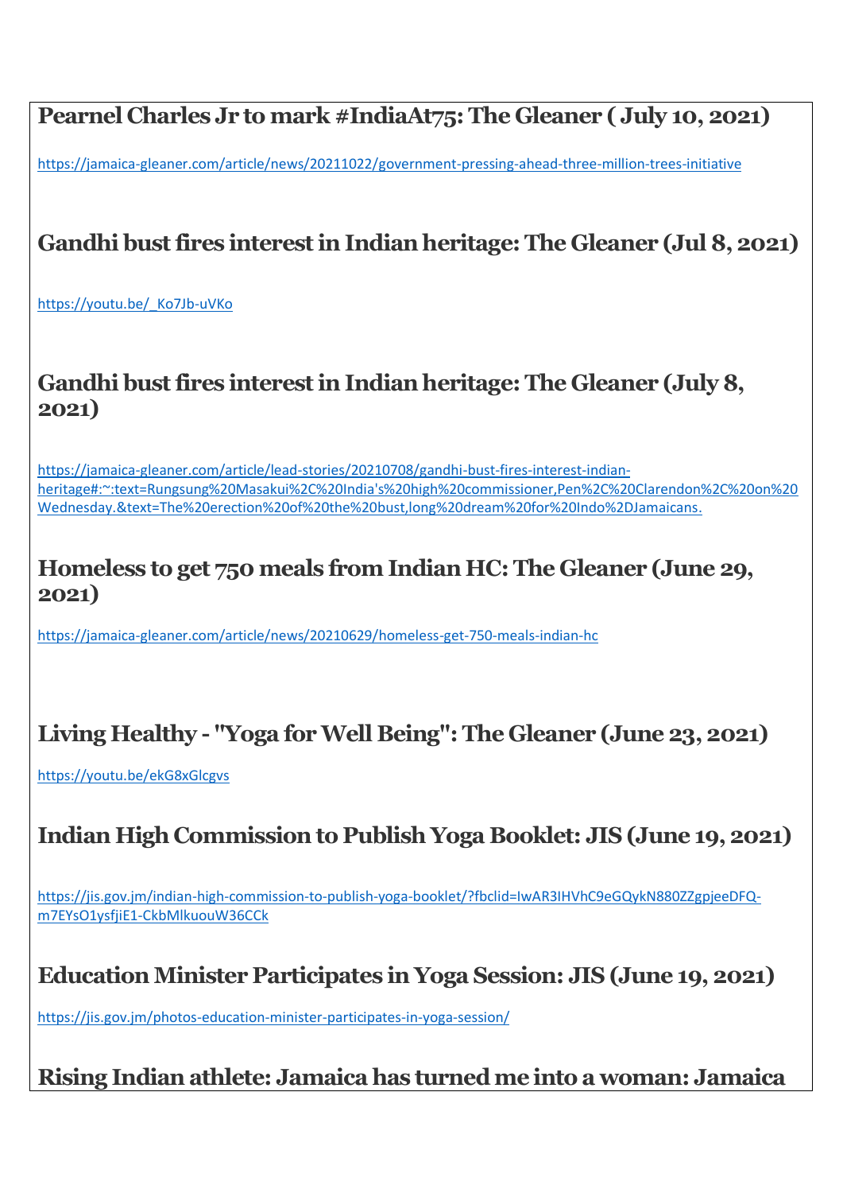## Pearnel Charles Jr to mark #IndiaAt75: The Gleaner ( July 10, 2021)

https://jamaica-gleaner.com/article/news/20211022/government-pressing-ahead-three-million-trees-initiative

## Gandhi bust fires interest in Indian heritage: The Gleaner (Jul 8, 2021)

https://youtu.be/_Ko7Jb-uVKo

## Gandhi bust fires interest in Indian heritage: The Gleaner (July 8, 2021)

https://jamaica-gleaner.com/article/lead-stories/20210708/gandhi-bust-fires-interest-indian-heritage#:~:text=Rungsung%20Masakui%2C%20India's%20high%20commissioner,Pen%2C%20Clarendon%2C%20on%20Wednesday.&text=The%20erection%20of%20the%20bust,long%20dream%20for%20Indo%2DJamaicans.

## Homeless to get 750 meals from Indian HC: The Gleaner (June 29, 2021)

https://jamaica-gleaner.com/article/news/20210629/homeless-get-750-meals-indian-hc

## Living Healthy - "Yoga for Well Being": The Gleaner (June 23, 2021)

https://youtu.be/ekG8xGlcgvs

## Indian High Commission to Publish Yoga Booklet: JIS (June 19, 2021)

https://jis.gov.jm/indian-high-commission-to-publish-yoga-booklet/?fbclid=IwAR3IHVhC9eGQykN880ZZgpjeeDFQ-m7EYsO1ysfjiE1-CkbMlkuouW36CCk

## Education Minister Participates in Yoga Session: JIS (June 19, 2021)

https://jis.gov.jm/photos-education-minister-participates-in-yoga-session/

## Rising Indian athlete: Jamaica has turned me into a woman: Jamaica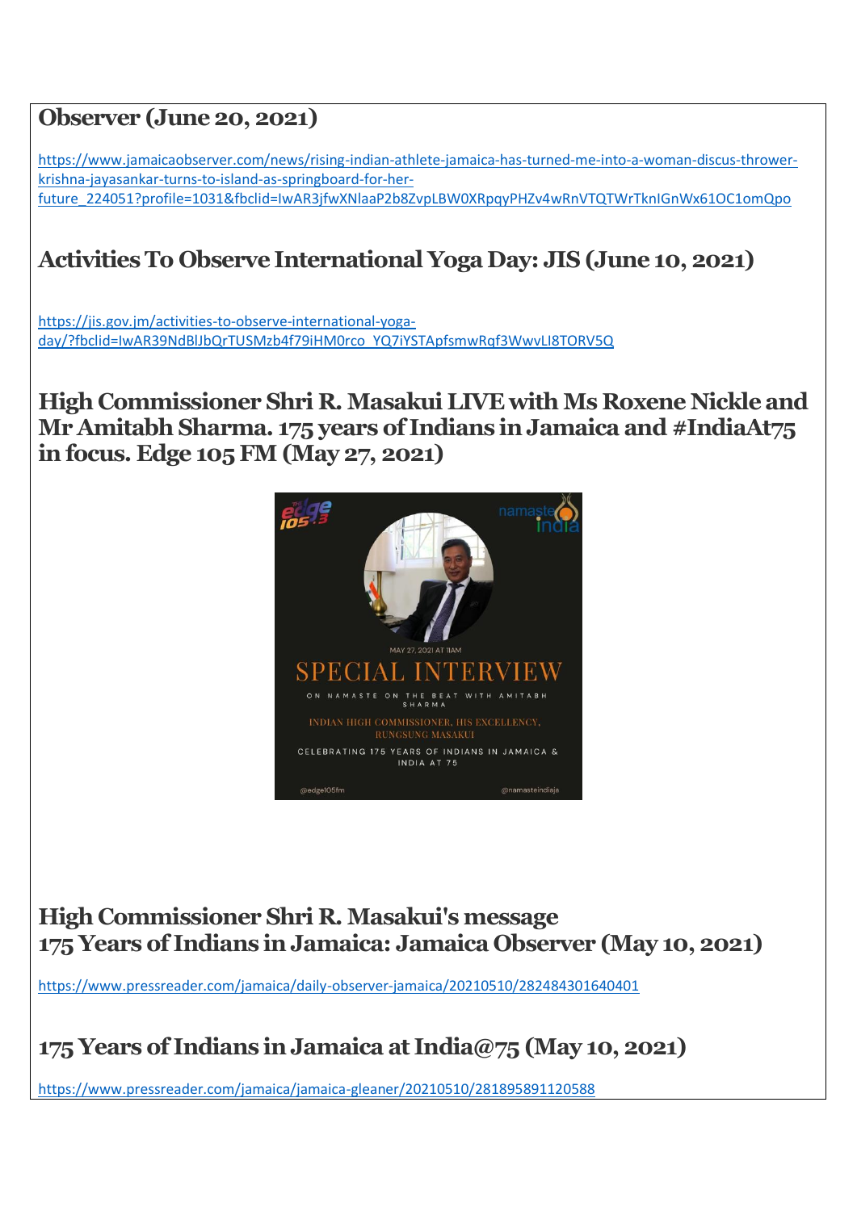## Observer (June 20, 2021)

https://www.jamaicaobserver.com/news/rising-indian-athlete-jamaica-has-turned-me-into-a-woman-discus-thrower-krishna-jayasankar-turns-to-island-as-springboard-for-her-future_224051?profile=1031&fbclid=IwAR3jfwXNlaaP2b8ZvpLBW0XRpqyPHZv4wRnVTQTWrTknIGnWx61OC1omQpo

## Activities To Observe International Yoga Day: JIS (June 10, 2021)

https://jis.gov.jm/activities-to-observe-international-yoga-day/?fbclid=IwAR39NdBlJbQrTUSMzb4f79iHM0rco_YQ7iYSTApfsmwRqf3WwvLI8TORV5Q

## High Commissioner Shri R. Masakui LIVE with Ms Roxene Nickle and Mr Amitabh Sharma. 175 years of Indians in Jamaica and #IndiaAt75 in focus. Edge 105 FM (May 27, 2021)

## High Commissioner Shri R. Masakui's message 175 Years of Indians in Jamaica: Jamaica Observer (May 10, 2021)

https://www.pressreader.com/jamaica/daily-observer-jamaica/20210510/282484301640401

## 175 Years of Indians in Jamaica at India@75 (May 10, 2021)

https://www.pressreader.com/jamaica/jamaica-gleaner/20210510/281895891120588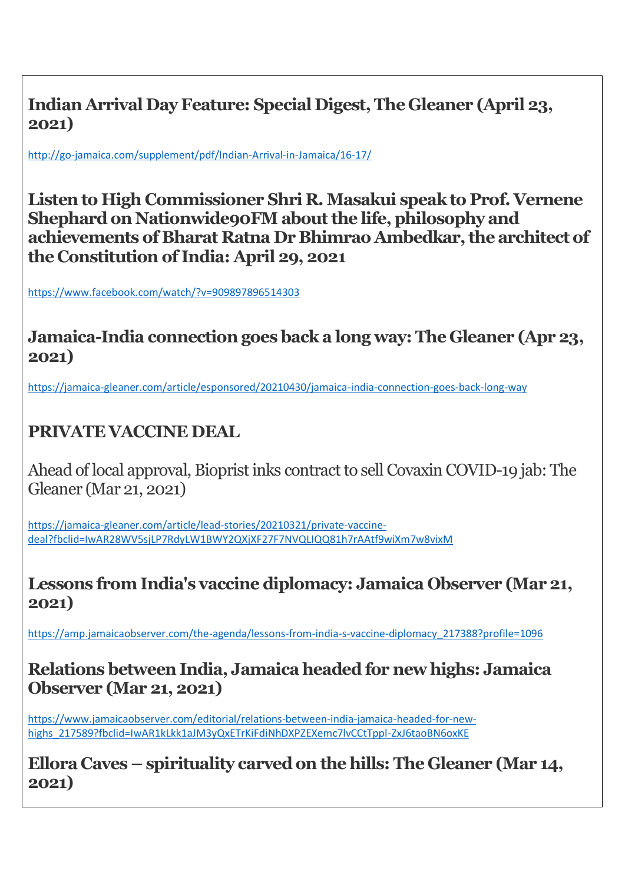## Indian Arrival Day Feature: Special Digest, The Gleaner (April 23, 2021)

http://go-jamaica.com/supplement/pdf/Indian-Arrival-in-Jamaica/16-17/

## Listen to High Commissioner Shri R. Masakui speak to Prof. Vernene Shephard on Nationwide90FM about the life, philosophy and achievements of Bharat Ratna Dr Bhimrao Ambedkar, the architect of the Constitution of India: April 29, 2021

https://www.facebook.com/watch/?v=909897896514303

## Jamaica-India connection goes back a long way: The Gleaner (Apr 23, 2021)

https://jamaica-gleaner.com/article/esponsored/20210430/jamaica-india-connection-goes-back-long-way

## PRIVATE VACCINE DEAL

Ahead of local approval, Bioprist inks contract to sell Covaxin COVID-19 jab: The Gleaner (Mar 21, 2021)

https://jamaica-gleaner.com/article/lead-stories/20210321/private-vaccine-deal?fbclid=IwAR28WV5sjLP7RdyLW1BWY2QXjXF27F7NVQLIQQ81h7rAAtf9wiXm7w8vixM

## Lessons from India's vaccine diplomacy: Jamaica Observer (Mar 21, 2021)

https://amp.jamaicaobserver.com/the-agenda/lessons-from-india-s-vaccine-diplomacy_217388?profile=1096

## Relations between India, Jamaica headed for new highs: Jamaica Observer (Mar 21, 2021)

https://www.jamaicaobserver.com/editorial/relations-between-india-jamaica-headed-for-new-highs_217589?fbclid=IwAR1kLkk1aJM3yQxETrKiFdiNhDXPZEXemc7lvCCtTppI-ZxJ6taoBN6oxKE

## Ellora Caves – spirituality carved on the hills: The Gleaner (Mar 14, 2021)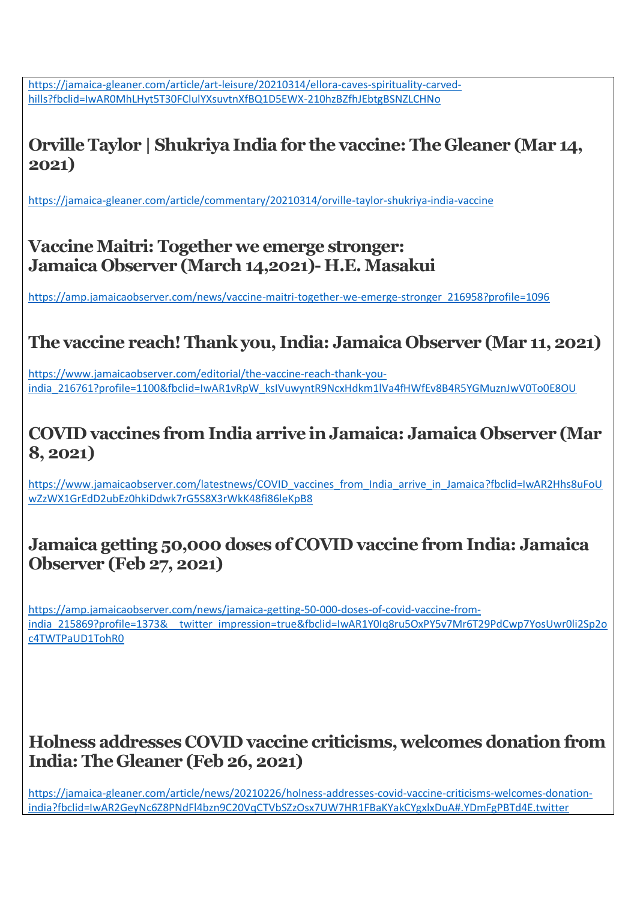https://jamaica-gleaner.com/article/art-leisure/20210314/ellora-caves-spirituality-carved-hills?fbclid=IwAR0MhLHyt5T30FClulYXsuvtnXfBQ1D5EWX-210hzBZfhJEbtgBSNZLCHNo

## Orville Taylor | Shukriya India for the vaccine: The Gleaner (Mar 14, 2021)

https://jamaica-gleaner.com/article/commentary/20210314/orville-taylor-shukriya-india-vaccine

## Vaccine Maitri: Together we emerge stronger: Jamaica Observer (March 14,2021)- H.E. Masakui

https://amp.jamaicaobserver.com/news/vaccine-maitri-together-we-emerge-stronger_216958?profile=1096

## The vaccine reach! Thank you, India: Jamaica Observer (Mar 11, 2021)

https://www.jamaicaobserver.com/editorial/the-vaccine-reach-thank-you-india_216761?profile=1100&fbclid=IwAR1vRpW_ksIVuwyntR9NcxHdkm1lVa4fHWfEv8B4R5YGMuznJwV0To0E8OU

## COVID vaccines from India arrive in Jamaica: Jamaica Observer (Mar 8, 2021)

https://www.jamaicaobserver.com/latestnews/COVID_vaccines_from_India_arrive_in_Jamaica?fbclid=IwAR2Hhs8uFoUwZzWX1GrEdD2ubEz0hkiDdwk7rG5S8X3rWkK48fi86leKpB8

## Jamaica getting 50,000 doses of COVID vaccine from India: Jamaica Observer (Feb 27, 2021)

https://amp.jamaicaobserver.com/news/jamaica-getting-50-000-doses-of-covid-vaccine-from-india_215869?profile=1373&__twitter_impression=true&fbclid=IwAR1Y0Iq8ru5OxPY5v7Mr6T29PdCwp7YosUwr0li2Sp2oc4TWTPaUD1TohR0

## Holness addresses COVID vaccine criticisms, welcomes donation from India: The Gleaner (Feb 26, 2021)

https://jamaica-gleaner.com/article/news/20210226/holness-addresses-covid-vaccine-criticisms-welcomes-donation-india?fbclid=IwAR2GeyNc6Z8PNdFl4bzn9C20VqCTVbSZzOsx7UW7HR1FBaKYakCYgxlxDuA#.YDmFgPBTd4E.twitter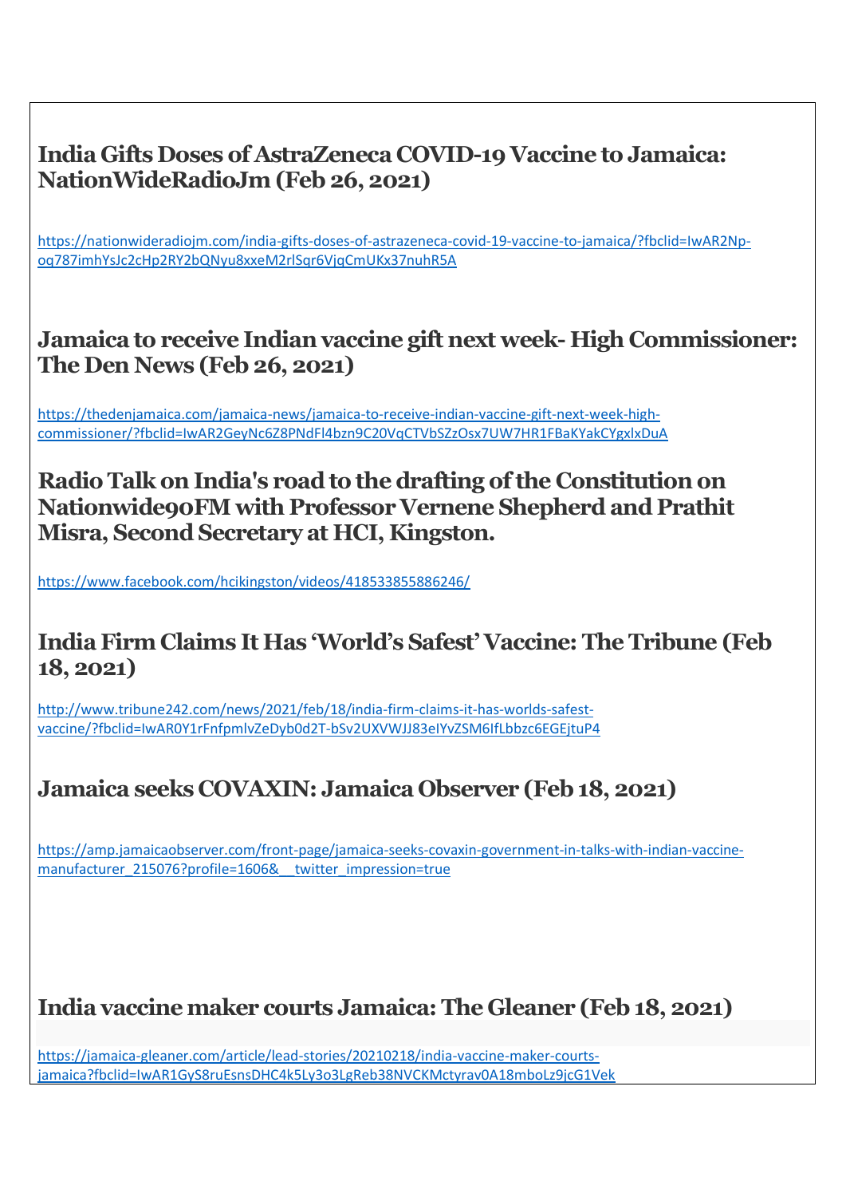## India Gifts Doses of AstraZeneca COVID-19 Vaccine to Jamaica: NationWideRadioJm (Feb 26, 2021)

https://nationwideradiojm.com/india-gifts-doses-of-astrazeneca-covid-19-vaccine-to-jamaica/?fbclid=IwAR2Np-oq787imhYsJc2cHp2RY2bQNyu8xxeM2rlSqr6VjqCmUKx37nuhR5A

## Jamaica to receive Indian vaccine gift next week- High Commissioner: The Den News (Feb 26, 2021)

https://thedenjamaica.com/jamaica-news/jamaica-to-receive-indian-vaccine-gift-next-week-high-commissioner/?fbclid=IwAR2GeyNc6Z8PNdFl4bzn9C20VqCTVbSZzOsx7UW7HR1FBaKYakCYgxlxDuA

## Radio Talk on India's road to the drafting of the Constitution on Nationwide90FM with Professor Vernene Shepherd and Prathit Misra, Second Secretary at HCI, Kingston.

https://www.facebook.com/hcikingston/videos/418533855886246/

## India Firm Claims It Has 'World's Safest' Vaccine: The Tribune (Feb 18, 2021)

http://www.tribune242.com/news/2021/feb/18/india-firm-claims-it-has-worlds-safest-vaccine/?fbclid=IwAR0Y1rFnfpmlvZeDyb0d2T-bSv2UXVWJJ83eIYvZSM6IfLbbzc6EGEjtuP4

## Jamaica seeks COVAXIN: Jamaica Observer (Feb 18, 2021)

https://amp.jamaicaobserver.com/front-page/jamaica-seeks-covaxin-government-in-talks-with-indian-vaccine-manufacturer_215076?profile=1606&__twitter_impression=true

## India vaccine maker courts Jamaica: The Gleaner (Feb 18, 2021)

https://jamaica-gleaner.com/article/lead-stories/20210218/india-vaccine-maker-courts-jamaica?fbclid=IwAR1GyS8ruEsnsDHC4k5Ly3o3LgReb38NVCKMctyrav0A18mboLz9jcG1Vek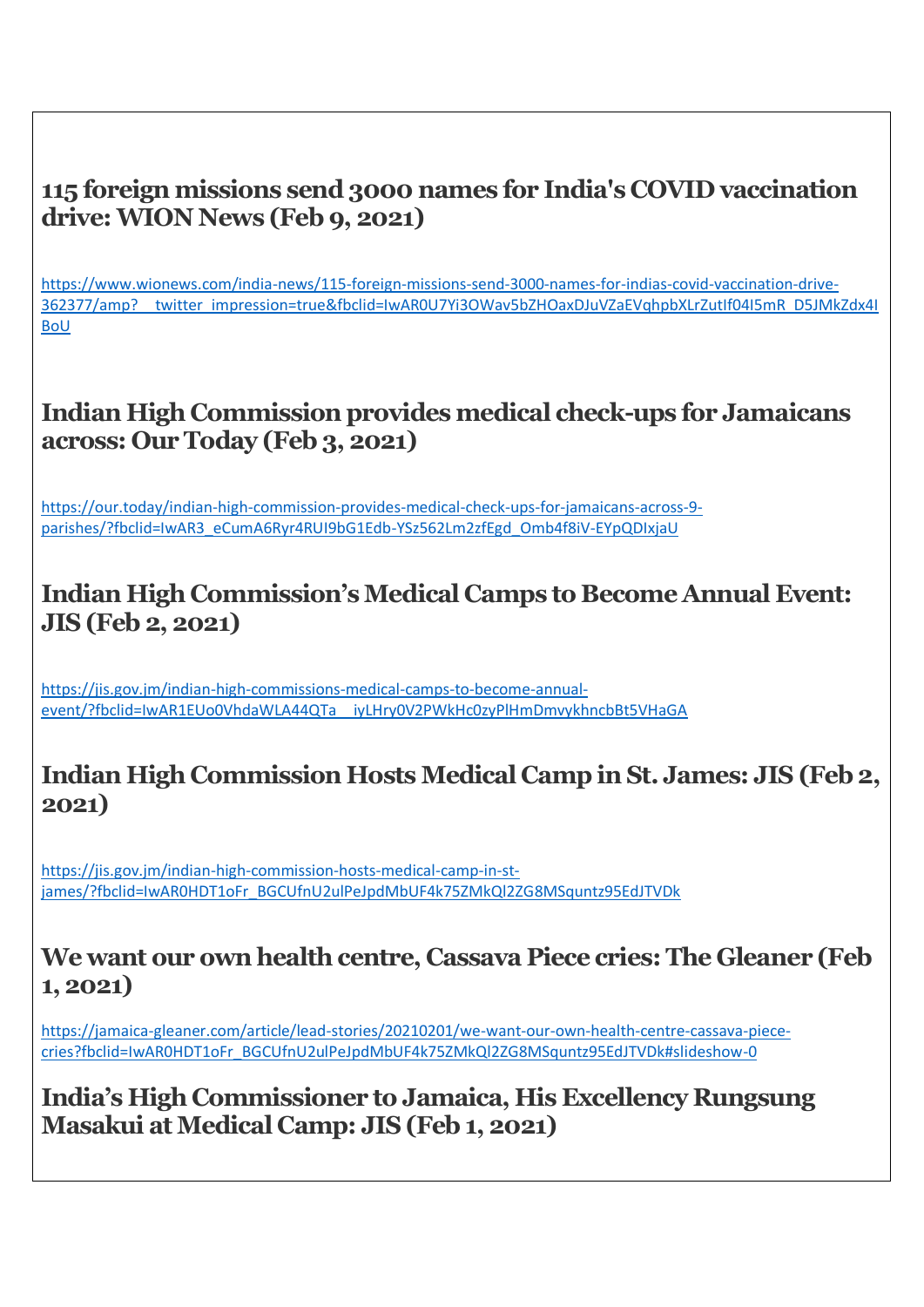## 115 foreign missions send 3000 names for India's COVID vaccination drive: WION News (Feb 9, 2021)

https://www.wionews.com/india-news/115-foreign-missions-send-3000-names-for-indias-covid-vaccination-drive-362377/amp?__twitter_impression=true&fbclid=IwAR0U7Yi3OWav5bZHOaxDJuVZaEVqhpbXLrZutIf04I5mR_D5JMkZdx4IBoU

## Indian High Commission provides medical check-ups for Jamaicans across: Our Today (Feb 3, 2021)

https://our.today/indian-high-commission-provides-medical-check-ups-for-jamaicans-across-9-parishes/?fbclid=IwAR3_eCumA6Ryr4RUI9bG1Edb-YSz562Lm2zfEgd_Omb4f8iV-EYpQDIxjaU

## Indian High Commission's Medical Camps to Become Annual Event: JIS (Feb 2, 2021)

https://jis.gov.jm/indian-high-commissions-medical-camps-to-become-annual-event/?fbclid=IwAR1EUo0VhdaWLA44QTa__iyLHry0V2PWkHc0zyPlHmDmvykhncbBt5VHaGA

## Indian High Commission Hosts Medical Camp in St. James: JIS (Feb 2, 2021)

https://jis.gov.jm/indian-high-commission-hosts-medical-camp-in-st-james/?fbclid=IwAR0HDT1oFr_BGCUfnU2ulPeJpdMbUF4k75ZMkQl2ZG8MSquntz95EdJTVDk

## We want our own health centre, Cassava Piece cries: The Gleaner (Feb 1, 2021)

https://jamaica-gleaner.com/article/lead-stories/20210201/we-want-our-own-health-centre-cassava-piece-cries?fbclid=IwAR0HDT1oFr_BGCUfnU2ulPeJpdMbUF4k75ZMkQl2ZG8MSquntz95EdJTVDk#slideshow-0

## India's High Commissioner to Jamaica, His Excellency Rungsung Masakui at Medical Camp: JIS (Feb 1, 2021)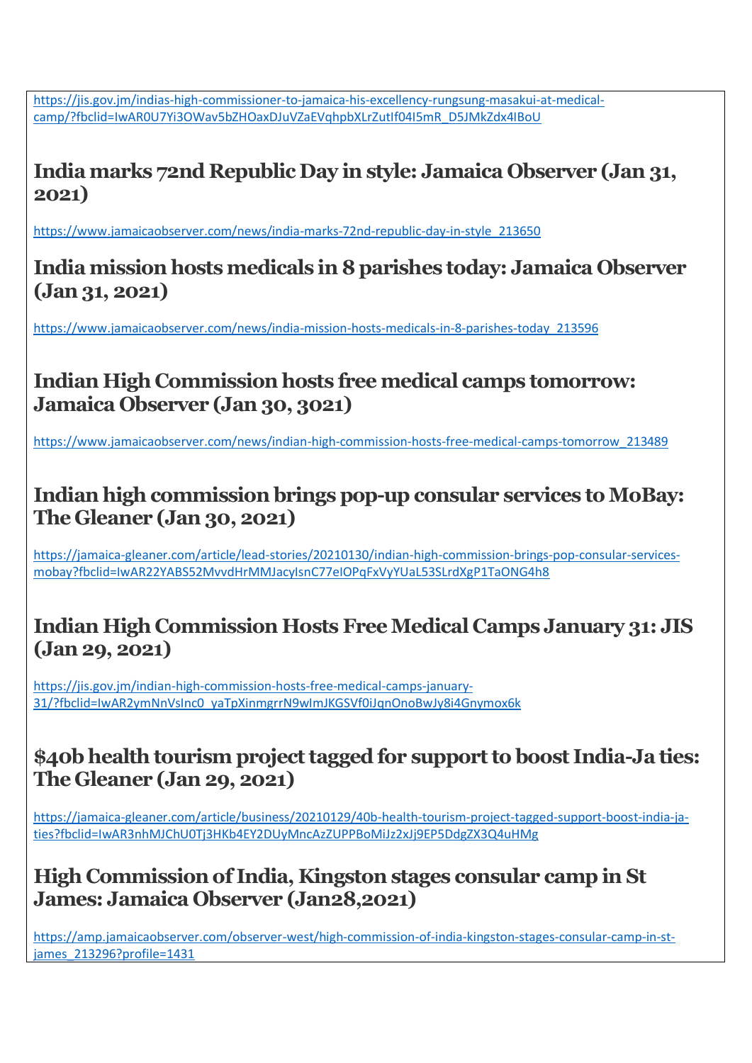https://jis.gov.jm/indias-high-commissioner-to-jamaica-his-excellency-rungsung-masakui-at-medical-camp/?fbclid=IwAR0U7Yi3OWav5bZHOaxDJuVZaEVqhpbXLrZutIf04I5mR_D5JMkZdx4IBoU

## India marks 72nd Republic Day in style: Jamaica Observer (Jan 31, 2021)

https://www.jamaicaobserver.com/news/india-marks-72nd-republic-day-in-style_213650

## India mission hosts medicals in 8 parishes today: Jamaica Observer (Jan 31, 2021)

https://www.jamaicaobserver.com/news/india-mission-hosts-medicals-in-8-parishes-today_213596

## Indian High Commission hosts free medical camps tomorrow: Jamaica Observer (Jan 30, 3021)

https://www.jamaicaobserver.com/news/indian-high-commission-hosts-free-medical-camps-tomorrow_213489

## Indian high commission brings pop-up consular services to MoBay: The Gleaner (Jan 30, 2021)

https://jamaica-gleaner.com/article/lead-stories/20210130/indian-high-commission-brings-pop-consular-services-mobay?fbclid=IwAR22YABS52MvvdHrMMJacyIsnC77eIOPqFxVyYUaL53SLrdXgP1TaONG4h8

## Indian High Commission Hosts Free Medical Camps January 31: JIS (Jan 29, 2021)

https://jis.gov.jm/indian-high-commission-hosts-free-medical-camps-january-31/?fbclid=IwAR2ymNnVsInc0_yaTpXinmgrrN9wImJKGSVf0iJqnOnoBwJy8i4Gnymox6k

## $40b health tourism project tagged for support to boost India-Ja ties: The Gleaner (Jan 29, 2021)

https://jamaica-gleaner.com/article/business/20210129/40b-health-tourism-project-tagged-support-boost-india-ja-ties?fbclid=IwAR3nhMJChU0Tj3HKb4EY2DUyMncAzZUPPBoMiJz2xJj9EP5DdgZX3Q4uHMg

## High Commission of India, Kingston stages consular camp in St James: Jamaica Observer (Jan28,2021)

https://amp.jamaicaobserver.com/observer-west/high-commission-of-india-kingston-stages-consular-camp-in-st-james_213296?profile=1431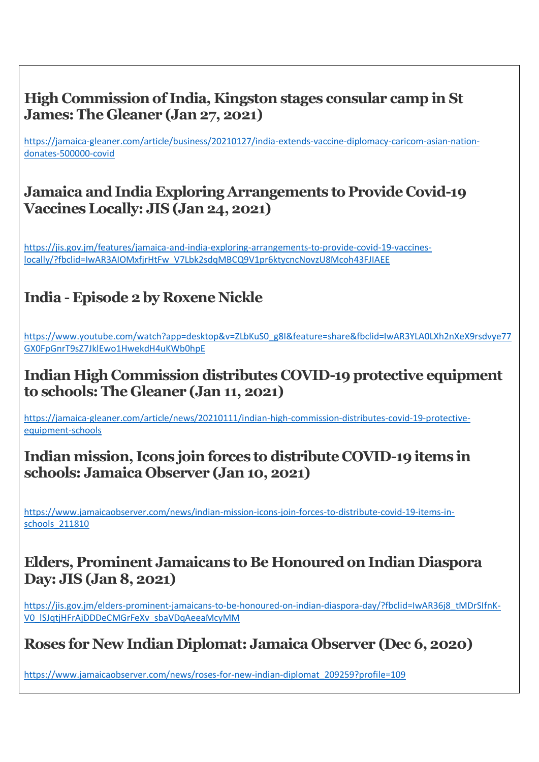## High Commission of India, Kingston stages consular camp in St James: The Gleaner (Jan 27, 2021)

https://jamaica-gleaner.com/article/business/20210127/india-extends-vaccine-diplomacy-caricom-asian-nation-donates-500000-covid

## Jamaica and India Exploring Arrangements to Provide Covid-19 Vaccines Locally: JIS (Jan 24, 2021)

https://jis.gov.jm/features/jamaica-and-india-exploring-arrangements-to-provide-covid-19-vaccines-locally/?fbclid=IwAR3AIOMxfjrHtFw_V7Lbk2sdqMBCQ9V1pr6ktycncNovzU8Mcoh43FJIAEE

## India - Episode 2 by Roxene Nickle

https://www.youtube.com/watch?app=desktop&v=ZLbKuS0_g8I&feature=share&fbclid=IwAR3YLA0LXh2nXeX9rsdvye77GX0FpGnrT9sZ7JklEwo1HwekdH4uKWb0hpE

## Indian High Commission distributes COVID-19 protective equipment to schools: The Gleaner (Jan 11, 2021)

https://jamaica-gleaner.com/article/news/20210111/indian-high-commission-distributes-covid-19-protective-equipment-schools

## Indian mission, Icons join forces to distribute COVID-19 items in schools: Jamaica Observer (Jan 10, 2021)

https://www.jamaicaobserver.com/news/indian-mission-icons-join-forces-to-distribute-covid-19-items-in-schools_211810

## Elders, Prominent Jamaicans to Be Honoured on Indian Diaspora Day: JIS (Jan 8, 2021)

https://jis.gov.jm/elders-prominent-jamaicans-to-be-honoured-on-indian-diaspora-day/?fbclid=IwAR36j8_tMDrSIfnK-V0_lSJqtjHFrAjDDDeCMGrFeXv_sbaVDqAeeaMcyMM

## Roses for New Indian Diplomat: Jamaica Observer (Dec 6, 2020)

https://www.jamaicaobserver.com/news/roses-for-new-indian-diplomat_209259?profile=109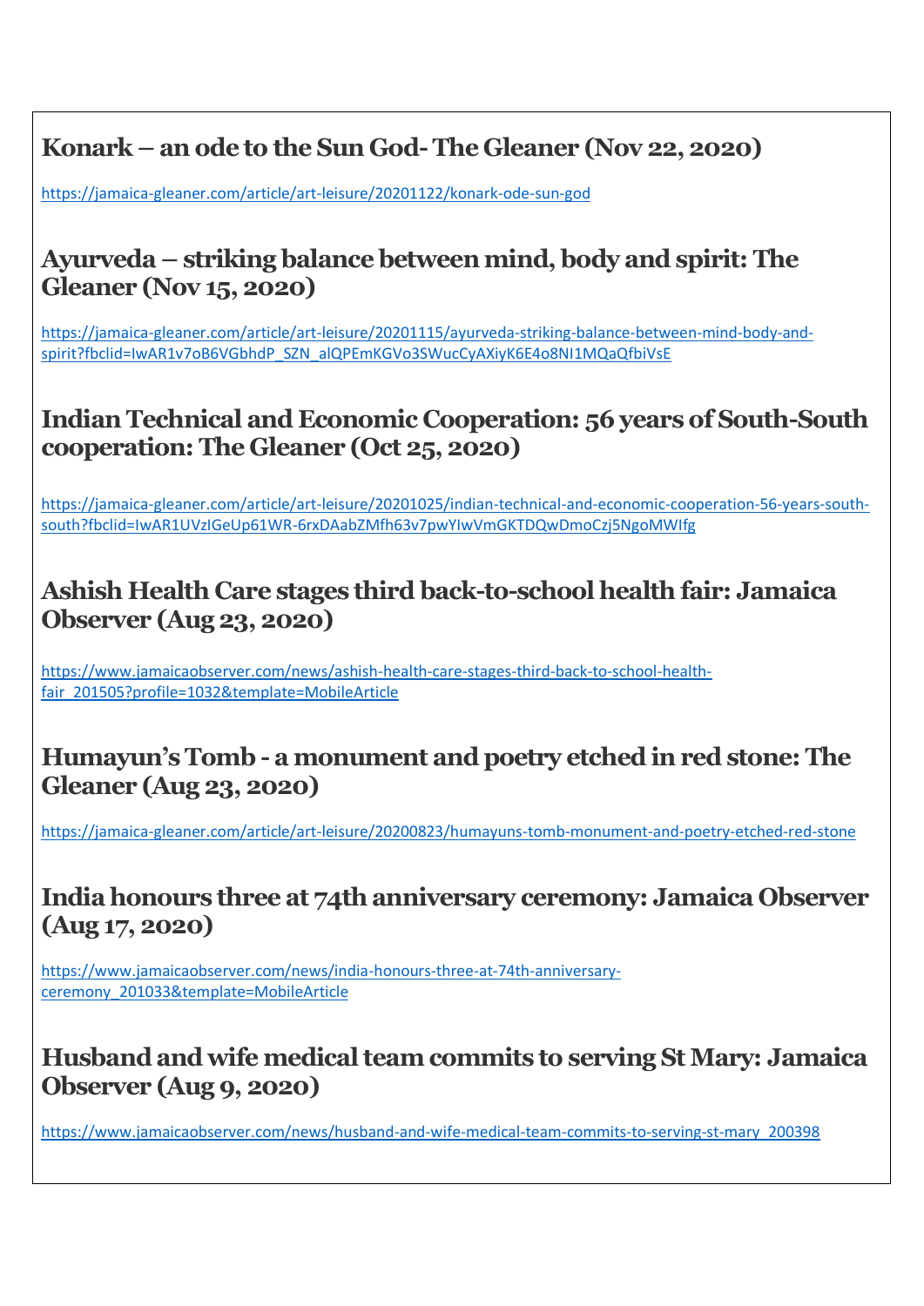### Konark – an ode to the Sun God- The Gleaner (Nov 22, 2020)

https://jamaica-gleaner.com/article/art-leisure/20201122/konark-ode-sun-god

### Ayurveda – striking balance between mind, body and spirit: The Gleaner (Nov 15, 2020)

https://jamaica-gleaner.com/article/art-leisure/20201115/ayurveda-striking-balance-between-mind-body-and-spirit?fbclid=IwAR1v7oB6VGbhdP_SZN_alQPEmKGVo3SWucCyAXiyK6E4o8NI1MQaQfbiVsE

### Indian Technical and Economic Cooperation: 56 years of South-South cooperation: The Gleaner (Oct 25, 2020)

https://jamaica-gleaner.com/article/art-leisure/20201025/indian-technical-and-economic-cooperation-56-years-south-south?fbclid=IwAR1UVzIGeUp61WR-6rxDAabZMfh63v7pwYIwVmGKTDQwDmoCzj5NgoMWIfg

### Ashish Health Care stages third back-to-school health fair: Jamaica Observer (Aug 23, 2020)

https://www.jamaicaobserver.com/news/ashish-health-care-stages-third-back-to-school-health-fair_201505?profile=1032&template=MobileArticle

### Humayun's Tomb - a monument and poetry etched in red stone: The Gleaner (Aug 23, 2020)

https://jamaica-gleaner.com/article/art-leisure/20200823/humayuns-tomb-monument-and-poetry-etched-red-stone

### India honours three at 74th anniversary ceremony: Jamaica Observer (Aug 17, 2020)

https://www.jamaicaobserver.com/news/india-honours-three-at-74th-anniversary-ceremony_201033&template=MobileArticle

### Husband and wife medical team commits to serving St Mary: Jamaica Observer (Aug 9, 2020)

https://www.jamaicaobserver.com/news/husband-and-wife-medical-team-commits-to-serving-st-mary_200398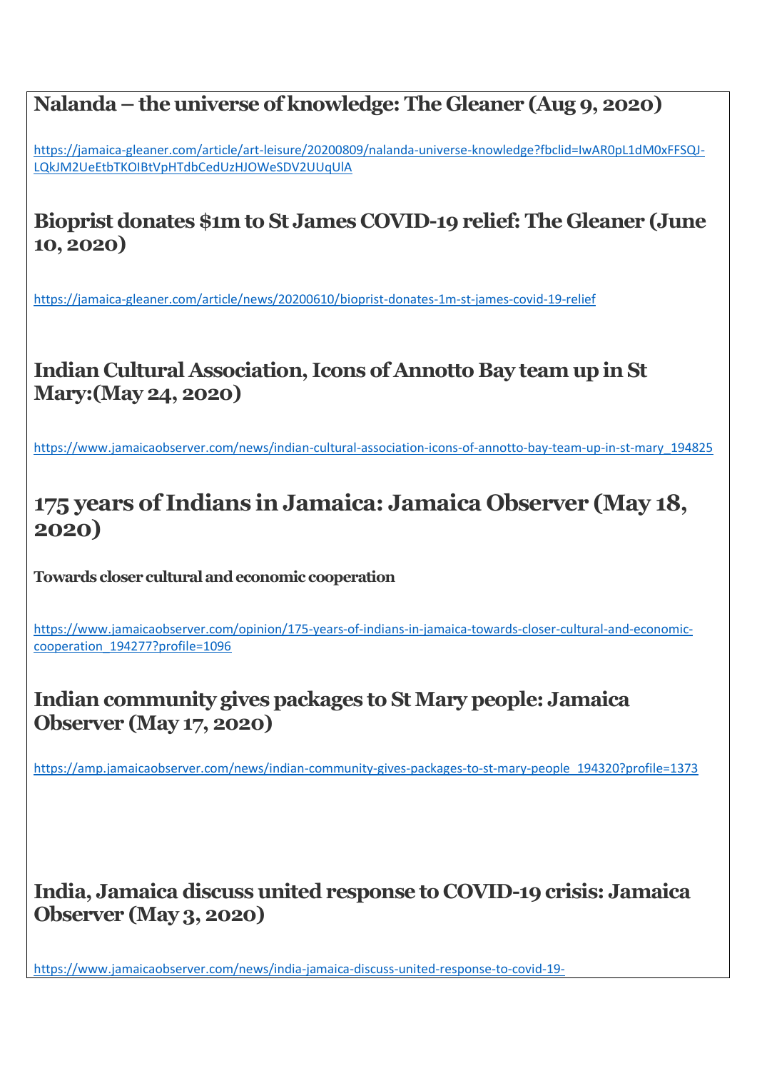## Nalanda – the universe of knowledge: The Gleaner (Aug 9, 2020)

https://jamaica-gleaner.com/article/art-leisure/20200809/nalanda-universe-knowledge?fbclid=IwAR0pL1dM0xFFSQJ-LQkJM2UeEtbTKOIBtVpHTdbCedUzHJOWeSDV2UUqUlA

## Bioprist donates $1m to St James COVID-19 relief: The Gleaner (June 10, 2020)

https://jamaica-gleaner.com/article/news/20200610/bioprist-donates-1m-st-james-covid-19-relief

## Indian Cultural Association, Icons of Annotto Bay team up in St Mary:(May 24, 2020)

https://www.jamaicaobserver.com/news/indian-cultural-association-icons-of-annotto-bay-team-up-in-st-mary_194825

## 175 years of Indians in Jamaica: Jamaica Observer (May 18, 2020)

**Towards closer cultural and economic cooperation**

https://www.jamaicaobserver.com/opinion/175-years-of-indians-in-jamaica-towards-closer-cultural-and-economic-cooperation_194277?profile=1096

## Indian community gives packages to St Mary people: Jamaica Observer (May 17, 2020)

https://amp.jamaicaobserver.com/news/indian-community-gives-packages-to-st-mary-people_194320?profile=1373

## India, Jamaica discuss united response to COVID-19 crisis: Jamaica Observer (May 3, 2020)

https://www.jamaicaobserver.com/news/india-jamaica-discuss-united-response-to-covid-19-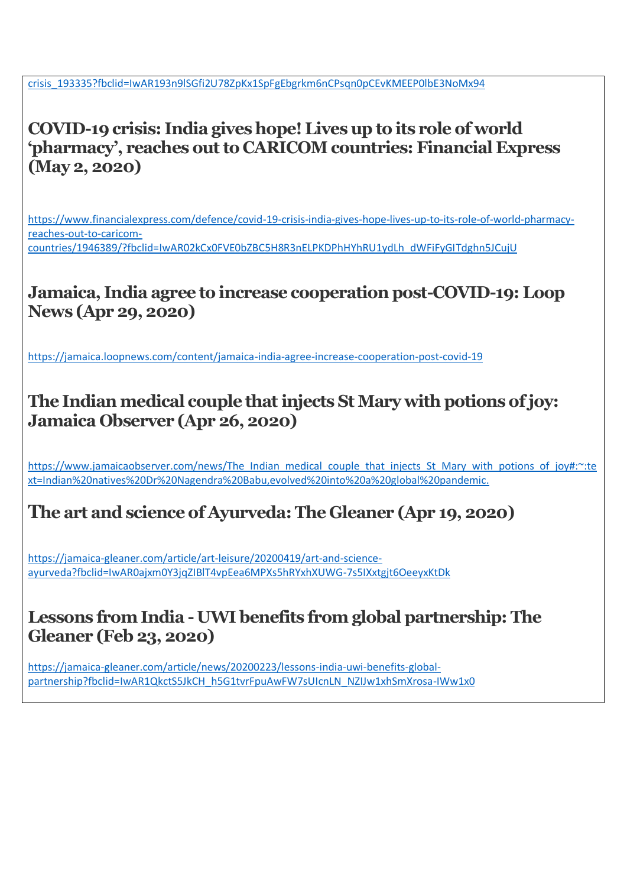crisis_193335?fbclid=IwAR193n9lSGfi2U78ZpKx1SpFgEbgrkm6nCPsqn0pCEvKMEEP0lbE3NoMx94

## COVID-19 crisis: India gives hope! Lives up to its role of world 'pharmacy', reaches out to CARICOM countries: Financial Express (May 2, 2020)

https://www.financialexpress.com/defence/covid-19-crisis-india-gives-hope-lives-up-to-its-role-of-world-pharmacy-reaches-out-to-caricom-countries/1946389/?fbclid=IwAR02kCx0FVE0bZBC5H8R3nELPKDPhHYhRU1ydLh_dWFiFyGITdghn5JCujU

## Jamaica, India agree to increase cooperation post-COVID-19: Loop News (Apr 29, 2020)

https://jamaica.loopnews.com/content/jamaica-india-agree-increase-cooperation-post-covid-19

## The Indian medical couple that injects St Mary with potions of joy: Jamaica Observer (Apr 26, 2020)

https://www.jamaicaobserver.com/news/The_Indian_medical_couple_that_injects_St_Mary_with_potions_of_joy#:~:text=Indian%20natives%20Dr%20Nagendra%20Babu,evolved%20into%20a%20global%20pandemic.

## The art and science of Ayurveda: The Gleaner (Apr 19, 2020)

https://jamaica-gleaner.com/article/art-leisure/20200419/art-and-science-ayurveda?fbclid=IwAR0ajxm0Y3jqZIBlT4vpEea6MPXs5hRYxhXUWG-7s5IXxtgjt6OeeyxKtDk

## Lessons from India - UWI benefits from global partnership: The Gleaner (Feb 23, 2020)

https://jamaica-gleaner.com/article/news/20200223/lessons-india-uwi-benefits-global-partnership?fbclid=IwAR1QkctS5JkCH_h5G1tvrFpuAwFW7sUIcnLN_NZlJw1xhSmXrosa-IWw1x0